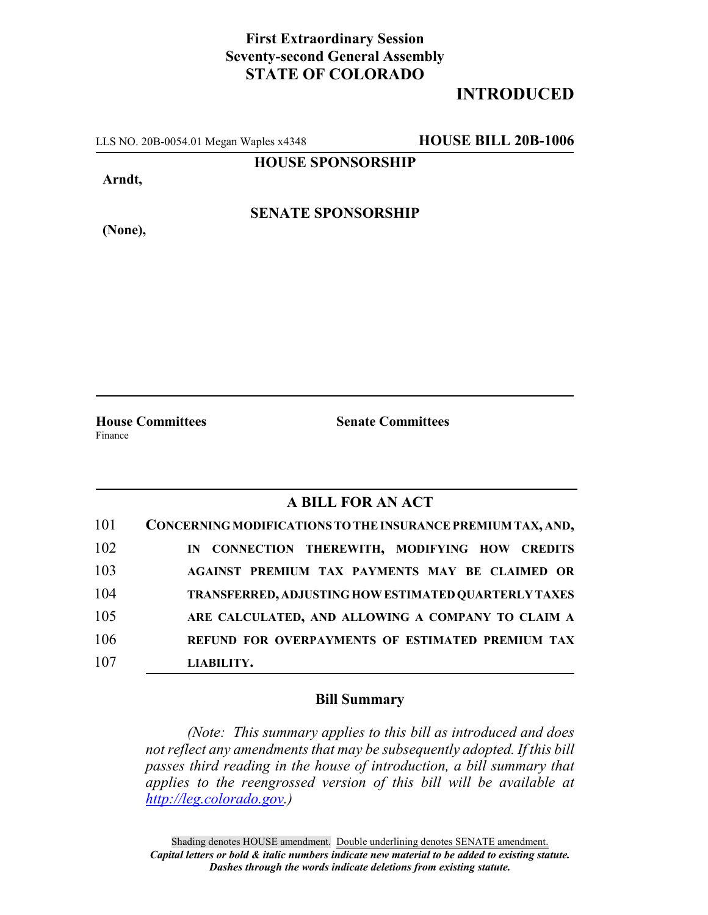**First Extraordinary Session**
**Seventy-second General Assembly**
**STATE OF COLORADO**

**INTRODUCED**

LLS NO. 20B-0054.01 Megan Waples x4348 **HOUSE BILL 20B-1006**

**HOUSE SPONSORSHIP**

**Arndt,**

**SENATE SPONSORSHIP**

**(None),**

**House Committees**
Finance

**Senate Committees**

## A BILL FOR AN ACT

101 **CONCERNING MODIFICATIONS TO THE INSURANCE PREMIUM TAX, AND,**
102 **IN CONNECTION THEREWITH, MODIFYING HOW CREDITS**
103 **AGAINST PREMIUM TAX PAYMENTS MAY BE CLAIMED OR**
104 **TRANSFERRED, ADJUSTING HOW ESTIMATED QUARTERLY TAXES**
105 **ARE CALCULATED, AND ALLOWING A COMPANY TO CLAIM A**
106 **REFUND FOR OVERPAYMENTS OF ESTIMATED PREMIUM TAX**
107 **LIABILITY.**

### Bill Summary

*(Note: This summary applies to this bill as introduced and does not reflect any amendments that may be subsequently adopted. If this bill passes third reading in the house of introduction, a bill summary that applies to the reengrossed version of this bill will be available at http://leg.colorado.gov.)*

Shading denotes HOUSE amendment. Double underlining denotes SENATE amendment.
***Capital letters or bold & italic numbers indicate new material to be added to existing statute.***
***Dashes through the words indicate deletions from existing statute.***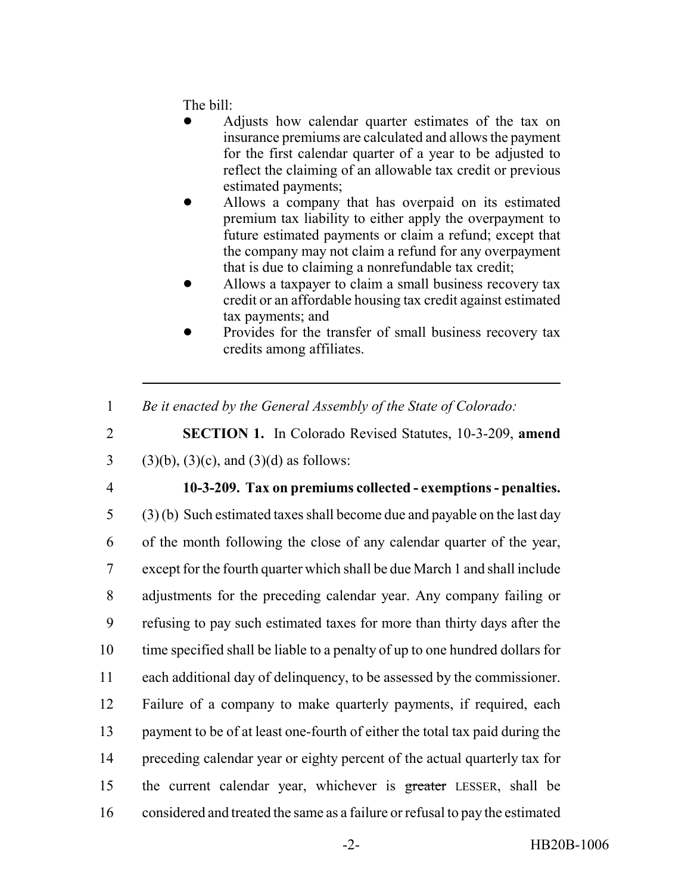The bill:

- Adjusts how calendar quarter estimates of the tax on insurance premiums are calculated and allows the payment for the first calendar quarter of a year to be adjusted to reflect the claiming of an allowable tax credit or previous estimated payments;
- Allows a company that has overpaid on its estimated premium tax liability to either apply the overpayment to future estimated payments or claim a refund; except that the company may not claim a refund for any overpayment that is due to claiming a nonrefundable tax credit;
- Allows a taxpayer to claim a small business recovery tax credit or an affordable housing tax credit against estimated tax payments; and
- Provides for the transfer of small business recovery tax credits among affiliates.

---

1 *Be it enacted by the General Assembly of the State of Colorado:*

2 **SECTION 1.** In Colorado Revised Statutes, 10-3-209, **amend**
3 (3)(b), (3)(c), and (3)(d) as follows:

4 **10-3-209. Tax on premiums collected - exemptions - penalties.**
5 (3) (b) Such estimated taxes shall become due and payable on the last day
6 of the month following the close of any calendar quarter of the year,
7 except for the fourth quarter which shall be due March 1 and shall include
8 adjustments for the preceding calendar year. Any company failing or
9 refusing to pay such estimated taxes for more than thirty days after the
10 time specified shall be liable to a penalty of up to one hundred dollars for
11 each additional day of delinquency, to be assessed by the commissioner.
12 Failure of a company to make quarterly payments, if required, each
13 payment to be of at least one-fourth of either the total tax paid during the
14 preceding calendar year or eighty percent of the actual quarterly tax for
15 the current calendar year, whichever is ~~greater~~ LESSER, shall be
16 considered and treated the same as a failure or refusal to pay the estimated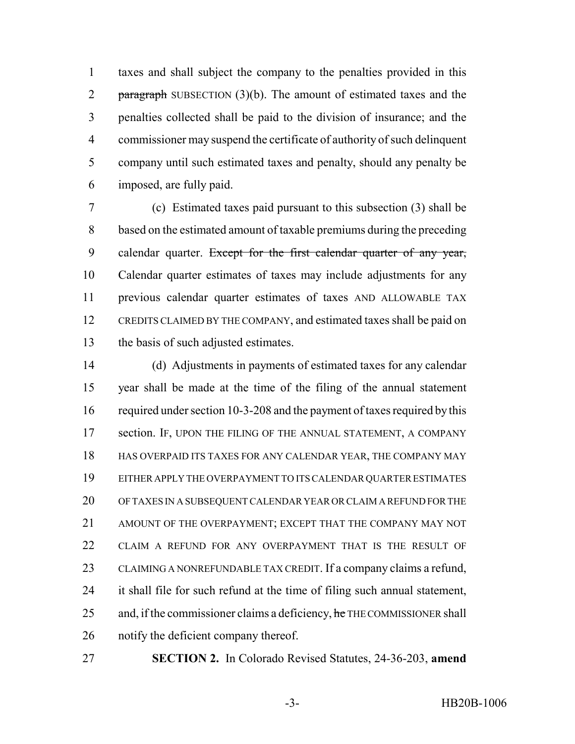taxes and shall subject the company to the penalties provided in this ~~paragraph~~ SUBSECTION (3)(b). The amount of estimated taxes and the penalties collected shall be paid to the division of insurance; and the commissioner may suspend the certificate of authority of such delinquent company until such estimated taxes and penalty, should any penalty be imposed, are fully paid.

(c) Estimated taxes paid pursuant to this subsection (3) shall be based on the estimated amount of taxable premiums during the preceding calendar quarter. ~~Except for the first calendar quarter of any year,~~ Calendar quarter estimates of taxes may include adjustments for any previous calendar quarter estimates of taxes AND ALLOWABLE TAX CREDITS CLAIMED BY THE COMPANY, and estimated taxes shall be paid on the basis of such adjusted estimates.

(d) Adjustments in payments of estimated taxes for any calendar year shall be made at the time of the filing of the annual statement required under section 10-3-208 and the payment of taxes required by this section. IF, UPON THE FILING OF THE ANNUAL STATEMENT, A COMPANY HAS OVERPAID ITS TAXES FOR ANY CALENDAR YEAR, THE COMPANY MAY EITHER APPLY THE OVERPAYMENT TO ITS CALENDAR QUARTER ESTIMATES OF TAXES IN A SUBSEQUENT CALENDAR YEAR OR CLAIM A REFUND FOR THE AMOUNT OF THE OVERPAYMENT; EXCEPT THAT THE COMPANY MAY NOT CLAIM A REFUND FOR ANY OVERPAYMENT THAT IS THE RESULT OF CLAIMING A NONREFUNDABLE TAX CREDIT. If a company claims a refund, it shall file for such refund at the time of filing such annual statement, and, if the commissioner claims a deficiency, ~~he~~ THE COMMISSIONER shall notify the deficient company thereof.

**SECTION 2.** In Colorado Revised Statutes, 24-36-203, **amend**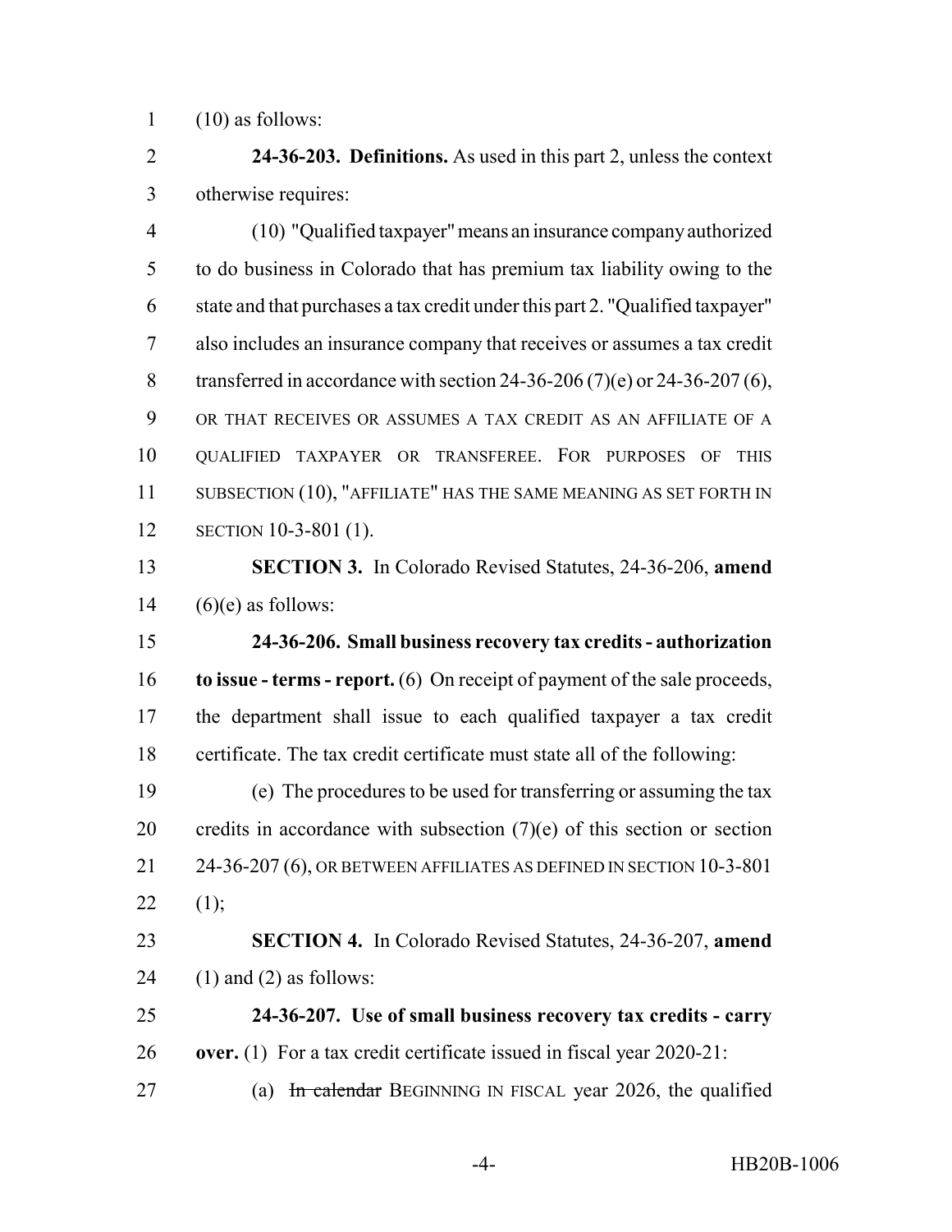(10) as follows:

**24-36-203. Definitions.** As used in this part 2, unless the context otherwise requires:

(10) "Qualified taxpayer" means an insurance company authorized to do business in Colorado that has premium tax liability owing to the state and that purchases a tax credit under this part 2. "Qualified taxpayer" also includes an insurance company that receives or assumes a tax credit transferred in accordance with section 24-36-206 (7)(e) or 24-36-207 (6), OR THAT RECEIVES OR ASSUMES A TAX CREDIT AS AN AFFILIATE OF A QUALIFIED TAXPAYER OR TRANSFEREE. FOR PURPOSES OF THIS SUBSECTION (10), "AFFILIATE" HAS THE SAME MEANING AS SET FORTH IN SECTION 10-3-801 (1).

**SECTION 3.** In Colorado Revised Statutes, 24-36-206, **amend** (6)(e) as follows:

**24-36-206. Small business recovery tax credits - authorization to issue - terms - report.** (6) On receipt of payment of the sale proceeds, the department shall issue to each qualified taxpayer a tax credit certificate. The tax credit certificate must state all of the following:

(e) The procedures to be used for transferring or assuming the tax credits in accordance with subsection (7)(e) of this section or section 24-36-207 (6), OR BETWEEN AFFILIATES AS DEFINED IN SECTION 10-3-801 (1);

**SECTION 4.** In Colorado Revised Statutes, 24-36-207, **amend** (1) and (2) as follows:

**24-36-207. Use of small business recovery tax credits - carry over.** (1) For a tax credit certificate issued in fiscal year 2020-21:

(a) ~~In calendar~~ BEGINNING IN FISCAL year 2026, the qualified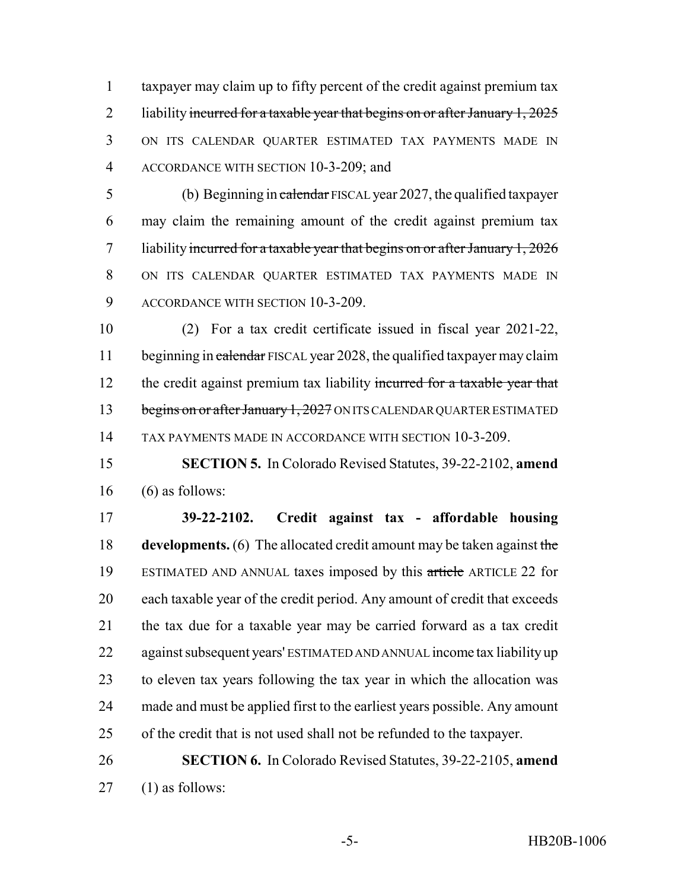taxpayer may claim up to fifty percent of the credit against premium tax liability ~~incurred for a taxable year that begins on or after January 1, 2025~~ ON ITS CALENDAR QUARTER ESTIMATED TAX PAYMENTS MADE IN ACCORDANCE WITH SECTION 10-3-209; and

(b) Beginning in ~~calendar~~ FISCAL year 2027, the qualified taxpayer may claim the remaining amount of the credit against premium tax liability ~~incurred for a taxable year that begins on or after January 1, 2026~~ ON ITS CALENDAR QUARTER ESTIMATED TAX PAYMENTS MADE IN ACCORDANCE WITH SECTION 10-3-209.

(2) For a tax credit certificate issued in fiscal year 2021-22, beginning in ~~calendar~~ FISCAL year 2028, the qualified taxpayer may claim the credit against premium tax liability ~~incurred for a taxable year that begins on or after January 1, 2027~~ ON ITS CALENDAR QUARTER ESTIMATED TAX PAYMENTS MADE IN ACCORDANCE WITH SECTION 10-3-209.

**SECTION 5.** In Colorado Revised Statutes, 39-22-2102, **amend** (6) as follows:

**39-22-2102. Credit against tax - affordable housing developments.** (6) The allocated credit amount may be taken against ~~the~~ ESTIMATED AND ANNUAL taxes imposed by this ~~article~~ ARTICLE 22 for each taxable year of the credit period. Any amount of credit that exceeds the tax due for a taxable year may be carried forward as a tax credit against subsequent years' ESTIMATED AND ANNUAL income tax liability up to eleven tax years following the tax year in which the allocation was made and must be applied first to the earliest years possible. Any amount of the credit that is not used shall not be refunded to the taxpayer.

**SECTION 6.** In Colorado Revised Statutes, 39-22-2105, **amend** (1) as follows: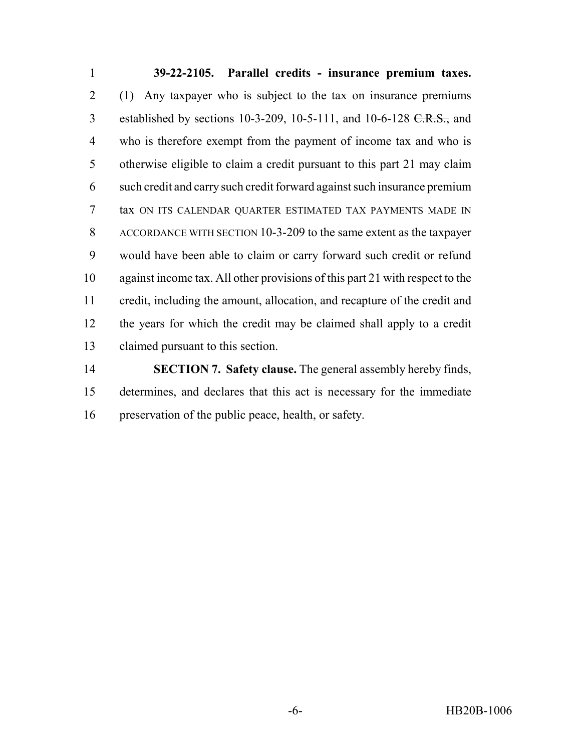**39-22-2105. Parallel credits - insurance premium taxes.** (1) Any taxpayer who is subject to the tax on insurance premiums established by sections 10-3-209, 10-5-111, and 10-6-128 ~~C.R.S.,~~ and who is therefore exempt from the payment of income tax and who is otherwise eligible to claim a credit pursuant to this part 21 may claim such credit and carry such credit forward against such insurance premium tax ON ITS CALENDAR QUARTER ESTIMATED TAX PAYMENTS MADE IN ACCORDANCE WITH SECTION 10-3-209 to the same extent as the taxpayer would have been able to claim or carry forward such credit or refund against income tax. All other provisions of this part 21 with respect to the credit, including the amount, allocation, and recapture of the credit and the years for which the credit may be claimed shall apply to a credit claimed pursuant to this section.

**SECTION 7. Safety clause.** The general assembly hereby finds, determines, and declares that this act is necessary for the immediate preservation of the public peace, health, or safety.